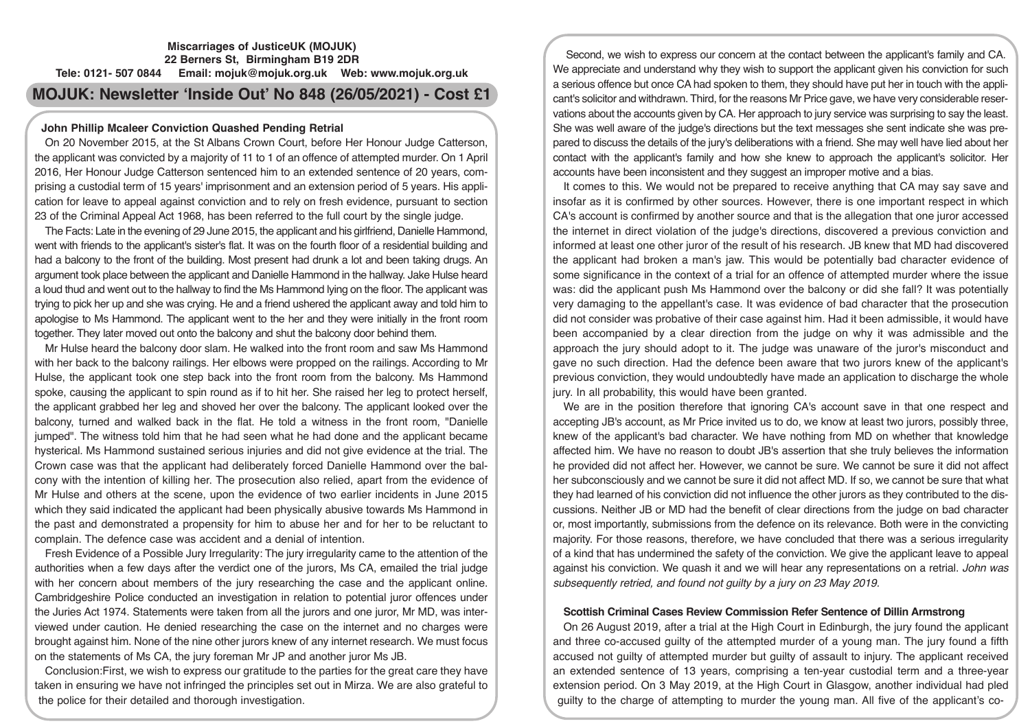**Miscarriages of JusticeUK (MOJUK)**
**22 Berners St, Birmingham B19 2DR**
**Tele: 0121- 507 0844 Email: mojuk@mojuk.org.uk Web: www.mojuk.org.uk**

# MOJUK: Newsletter 'Inside Out' No 848 (26/05/2021) - Cost £1

## John Phillip Mcaleer Conviction Quashed Pending Retrial

On 20 November 2015, at the St Albans Crown Court, before Her Honour Judge Catterson, the applicant was convicted by a majority of 11 to 1 of an offence of attempted murder. On 1 April 2016, Her Honour Judge Catterson sentenced him to an extended sentence of 20 years, comprising a custodial term of 15 years' imprisonment and an extension period of 5 years. His application for leave to appeal against conviction and to rely on fresh evidence, pursuant to section 23 of the Criminal Appeal Act 1968, has been referred to the full court by the single judge.

The Facts: Late in the evening of 29 June 2015, the applicant and his girlfriend, Danielle Hammond, went with friends to the applicant's sister's flat. It was on the fourth floor of a residential building and had a balcony to the front of the building. Most present had drunk a lot and been taking drugs. An argument took place between the applicant and Danielle Hammond in the hallway. Jake Hulse heard a loud thud and went out to the hallway to find the Ms Hammond lying on the floor. The applicant was trying to pick her up and she was crying. He and a friend ushered the applicant away and told him to apologise to Ms Hammond. The applicant went to the her and they were initially in the front room together. They later moved out onto the balcony and shut the balcony door behind them.

Mr Hulse heard the balcony door slam. He walked into the front room and saw Ms Hammond with her back to the balcony railings. Her elbows were propped on the railings. According to Mr Hulse, the applicant took one step back into the front room from the balcony. Ms Hammond spoke, causing the applicant to spin round as if to hit her. She raised her leg to protect herself, the applicant grabbed her leg and shoved her over the balcony. The applicant looked over the balcony, turned and walked back in the flat. He told a witness in the front room, "Danielle jumped". The witness told him that he had seen what he had done and the applicant became hysterical. Ms Hammond sustained serious injuries and did not give evidence at the trial. The Crown case was that the applicant had deliberately forced Danielle Hammond over the balcony with the intention of killing her. The prosecution also relied, apart from the evidence of Mr Hulse and others at the scene, upon the evidence of two earlier incidents in June 2015 which they said indicated the applicant had been physically abusive towards Ms Hammond in the past and demonstrated a propensity for him to abuse her and for her to be reluctant to complain. The defence case was accident and a denial of intention.

Fresh Evidence of a Possible Jury Irregularity: The jury irregularity came to the attention of the authorities when a few days after the verdict one of the jurors, Ms CA, emailed the trial judge with her concern about members of the jury researching the case and the applicant online. Cambridgeshire Police conducted an investigation in relation to potential juror offences under the Juries Act 1974. Statements were taken from all the jurors and one juror, Mr MD, was interviewed under caution. He denied researching the case on the internet and no charges were brought against him. None of the nine other jurors knew of any internet research. We must focus on the statements of Ms CA, the jury foreman Mr JP and another juror Ms JB.

Conclusion:First, we wish to express our gratitude to the parties for the great care they have taken in ensuring we have not infringed the principles set out in Mirza. We are also grateful to the police for their detailed and thorough investigation.

Second, we wish to express our concern at the contact between the applicant's family and CA. We appreciate and understand why they wish to support the applicant given his conviction for such a serious offence but once CA had spoken to them, they should have put her in touch with the applicant's solicitor and withdrawn. Third, for the reasons Mr Price gave, we have very considerable reservations about the accounts given by CA. Her approach to jury service was surprising to say the least. She was well aware of the judge's directions but the text messages she sent indicate she was prepared to discuss the details of the jury's deliberations with a friend. She may well have lied about her contact with the applicant's family and how she knew to approach the applicant's solicitor. Her accounts have been inconsistent and they suggest an improper motive and a bias.

It comes to this. We would not be prepared to receive anything that CA may say save and insofar as it is confirmed by other sources. However, there is one important respect in which CA's account is confirmed by another source and that is the allegation that one juror accessed the internet in direct violation of the judge's directions, discovered a previous conviction and informed at least one other juror of the result of his research. JB knew that MD had discovered the applicant had broken a man's jaw. This would be potentially bad character evidence of some significance in the context of a trial for an offence of attempted murder where the issue was: did the applicant push Ms Hammond over the balcony or did she fall? It was potentially very damaging to the appellant's case. It was evidence of bad character that the prosecution did not consider was probative of their case against him. Had it been admissible, it would have been accompanied by a clear direction from the judge on why it was admissible and the approach the jury should adopt to it. The judge was unaware of the juror's misconduct and gave no such direction. Had the defence been aware that two jurors knew of the applicant's previous conviction, they would undoubtedly have made an application to discharge the whole jury. In all probability, this would have been granted.

We are in the position therefore that ignoring CA's account save in that one respect and accepting JB's account, as Mr Price invited us to do, we know at least two jurors, possibly three, knew of the applicant's bad character. We have nothing from MD on whether that knowledge affected him. We have no reason to doubt JB's assertion that she truly believes the information he provided did not affect her. However, we cannot be sure. We cannot be sure it did not affect her subconsciously and we cannot be sure it did not affect MD. If so, we cannot be sure that what they had learned of his conviction did not influence the other jurors as they contributed to the discussions. Neither JB or MD had the benefit of clear directions from the judge on bad character or, most importantly, submissions from the defence on its relevance. Both were in the convicting majority. For those reasons, therefore, we have concluded that there was a serious irregularity of a kind that has undermined the safety of the conviction. We give the applicant leave to appeal against his conviction. We quash it and we will hear any representations on a retrial. *John was subsequently retried, and found not guilty by a jury on 23 May 2019.*

## Scottish Criminal Cases Review Commission Refer Sentence of Dillin Armstrong

On 26 August 2019, after a trial at the High Court in Edinburgh, the jury found the applicant and three co-accused guilty of the attempted murder of a young man. The jury found a fifth accused not guilty of attempted murder but guilty of assault to injury. The applicant received an extended sentence of 13 years, comprising a ten-year custodial term and a three-year extension period. On 3 May 2019, at the High Court in Glasgow, another individual had pled guilty to the charge of attempting to murder the young man. All five of the applicant's co-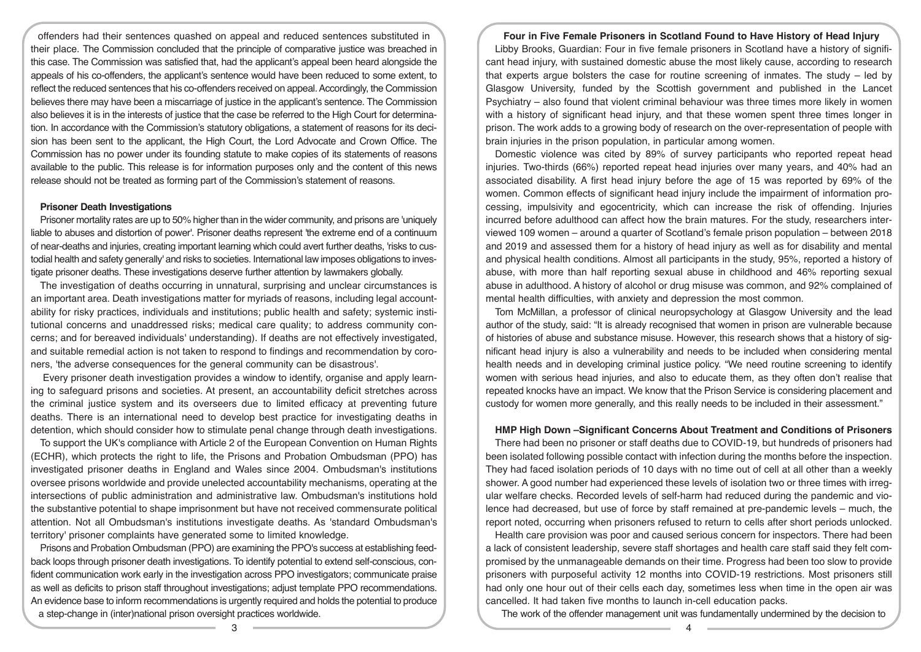offenders had their sentences quashed on appeal and reduced sentences substituted in their place. The Commission concluded that the principle of comparative justice was breached in this case. The Commission was satisfied that, had the applicant's appeal been heard alongside the appeals of his co-offenders, the applicant's sentence would have been reduced to some extent, to reflect the reduced sentences that his co-offenders received on appeal. Accordingly, the Commission believes there may have been a miscarriage of justice in the applicant's sentence. The Commission also believes it is in the interests of justice that the case be referred to the High Court for determination. In accordance with the Commission's statutory obligations, a statement of reasons for its decision has been sent to the applicant, the High Court, the Lord Advocate and Crown Office. The Commission has no power under its founding statute to make copies of its statements of reasons available to the public. This release is for information purposes only and the content of this news release should not be treated as forming part of the Commission's statement of reasons.

**Prisoner Death Investigations**

Prisoner mortality rates are up to 50% higher than in the wider community, and prisons are 'uniquely liable to abuses and distortion of power'. Prisoner deaths represent 'the extreme end of a continuum of near-deaths and injuries, creating important learning which could avert further deaths, 'risks to custodial health and safety generally' and risks to societies. International law imposes obligations to investigate prisoner deaths. These investigations deserve further attention by lawmakers globally.

The investigation of deaths occurring in unnatural, surprising and unclear circumstances is an important area. Death investigations matter for myriads of reasons, including legal accountability for risky practices, individuals and institutions; public health and safety; systemic institutional concerns and unaddressed risks; medical care quality; to address community concerns; and for bereaved individuals' understanding). If deaths are not effectively investigated, and suitable remedial action is not taken to respond to findings and recommendation by coroners, 'the adverse consequences for the general community can be disastrous'.

Every prisoner death investigation provides a window to identify, organise and apply learning to safeguard prisons and societies. At present, an accountability deficit stretches across the criminal justice system and its overseers due to limited efficacy at preventing future deaths. There is an international need to develop best practice for investigating deaths in detention, which should consider how to stimulate penal change through death investigations.

To support the UK's compliance with Article 2 of the European Convention on Human Rights (ECHR), which protects the right to life, the Prisons and Probation Ombudsman (PPO) has investigated prisoner deaths in England and Wales since 2004. Ombudsman's institutions oversee prisons worldwide and provide unelected accountability mechanisms, operating at the intersections of public administration and administrative law. Ombudsman's institutions hold the substantive potential to shape imprisonment but have not received commensurate political attention. Not all Ombudsman's institutions investigate deaths. As 'standard Ombudsman's territory' prisoner complaints have generated some to limited knowledge.

Prisons and Probation Ombudsman (PPO) are examining the PPO's success at establishing feedback loops through prisoner death investigations. To identify potential to extend self-conscious, confident communication work early in the investigation across PPO investigators; communicate praise as well as deficits to prison staff throughout investigations; adjust template PPO recommendations. An evidence base to inform recommendations is urgently required and holds the potential to produce a step-change in (inter)national prison oversight practices worldwide.

**Four in Five Female Prisoners in Scotland Found to Have History of Head Injury**

Libby Brooks, Guardian: Four in five female prisoners in Scotland have a history of significant head injury, with sustained domestic abuse the most likely cause, according to research that experts argue bolsters the case for routine screening of inmates. The study – led by Glasgow University, funded by the Scottish government and published in the Lancet Psychiatry – also found that violent criminal behaviour was three times more likely in women with a history of significant head injury, and that these women spent three times longer in prison. The work adds to a growing body of research on the over-representation of people with brain injuries in the prison population, in particular among women.

Domestic violence was cited by 89% of survey participants who reported repeat head injuries. Two-thirds (66%) reported repeat head injuries over many years, and 40% had an associated disability. A first head injury before the age of 15 was reported by 69% of the women. Common effects of significant head injury include the impairment of information processing, impulsivity and egocentricity, which can increase the risk of offending. Injuries incurred before adulthood can affect how the brain matures. For the study, researchers interviewed 109 women – around a quarter of Scotland's female prison population – between 2018 and 2019 and assessed them for a history of head injury as well as for disability and mental and physical health conditions. Almost all participants in the study, 95%, reported a history of abuse, with more than half reporting sexual abuse in childhood and 46% reporting sexual abuse in adulthood. A history of alcohol or drug misuse was common, and 92% complained of mental health difficulties, with anxiety and depression the most common.

Tom McMillan, a professor of clinical neuropsychology at Glasgow University and the lead author of the study, said: "It is already recognised that women in prison are vulnerable because of histories of abuse and substance misuse. However, this research shows that a history of significant head injury is also a vulnerability and needs to be included when considering mental health needs and in developing criminal justice policy. "We need routine screening to identify women with serious head injuries, and also to educate them, as they often don't realise that repeated knocks have an impact. We know that the Prison Service is considering placement and custody for women more generally, and this really needs to be included in their assessment."

**HMP High Down –Significant Concerns About Treatment and Conditions of Prisoners**

There had been no prisoner or staff deaths due to COVID-19, but hundreds of prisoners had been isolated following possible contact with infection during the months before the inspection. They had faced isolation periods of 10 days with no time out of cell at all other than a weekly shower. A good number had experienced these levels of isolation two or three times with irregular welfare checks. Recorded levels of self-harm had reduced during the pandemic and violence had decreased, but use of force by staff remained at pre-pandemic levels – much, the report noted, occurring when prisoners refused to return to cells after short periods unlocked.

Health care provision was poor and caused serious concern for inspectors. There had been a lack of consistent leadership, severe staff shortages and health care staff said they felt compromised by the unmanageable demands on their time. Progress had been too slow to provide prisoners with purposeful activity 12 months into COVID-19 restrictions. Most prisoners still had only one hour out of their cells each day, sometimes less when time in the open air was cancelled. It had taken five months to launch in-cell education packs.

The work of the offender management unit was fundamentally undermined by the decision to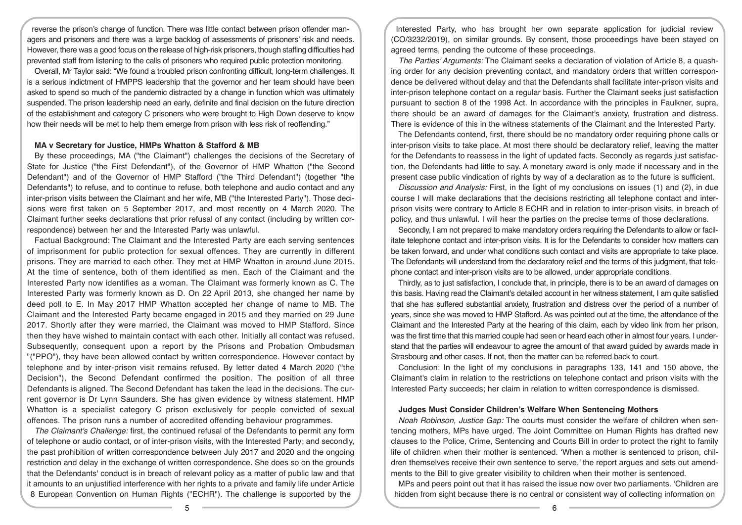reverse the prison's change of function. There was little contact between prison offender managers and prisoners and there was a large backlog of assessments of prisoners' risk and needs. However, there was a good focus on the release of high-risk prisoners, though staffing difficulties had prevented staff from listening to the calls of prisoners who required public protection monitoring.

Overall, Mr Taylor said: "We found a troubled prison confronting difficult, long-term challenges. It is a serious indictment of HMPPS leadership that the governor and her team should have been asked to spend so much of the pandemic distracted by a change in function which was ultimately suspended. The prison leadership need an early, definite and final decision on the future direction of the establishment and category C prisoners who were brought to High Down deserve to know how their needs will be met to help them emerge from prison with less risk of reoffending."

### MA v Secretary for Justice, HMPs Whatton & Stafford & MB

By these proceedings, MA ("the Claimant") challenges the decisions of the Secretary of State for Justice ("the First Defendant"), of the Governor of HMP Whatton ("the Second Defendant") and of the Governor of HMP Stafford ("the Third Defendant") (together "the Defendants") to refuse, and to continue to refuse, both telephone and audio contact and any inter-prison visits between the Claimant and her wife, MB ("the Interested Party"). Those decisions were first taken on 5 September 2017, and most recently on 4 March 2020. The Claimant further seeks declarations that prior refusal of any contact (including by written correspondence) between her and the Interested Party was unlawful.

Factual Background: The Claimant and the Interested Party are each serving sentences of imprisonment for public protection for sexual offences. They are currently in different prisons. They are married to each other. They met at HMP Whatton in around June 2015. At the time of sentence, both of them identified as men. Each of the Claimant and the Interested Party now identifies as a woman. The Claimant was formerly known as C. The Interested Party was formerly known as D. On 22 April 2013, she changed her name by deed poll to E. In May 2017 HMP Whatton accepted her change of name to MB. The Claimant and the Interested Party became engaged in 2015 and they married on 29 June 2017. Shortly after they were married, the Claimant was moved to HMP Stafford. Since then they have wished to maintain contact with each other. Initially all contact was refused. Subsequently, consequent upon a report by the Prisons and Probation Ombudsman "("PPO"), they have been allowed contact by written correspondence. However contact by telephone and by inter-prison visit remains refused. By letter dated 4 March 2020 ("the Decision"), the Second Defendant confirmed the position. The position of all three Defendants is aligned. The Second Defendant has taken the lead in the decisions. The current governor is Dr Lynn Saunders. She has given evidence by witness statement. HMP Whatton is a specialist category C prison exclusively for people convicted of sexual offences. The prison runs a number of accredited offending behaviour programmes.

*The Claimant's Challenge:* first, the continued refusal of the Defendants to permit any form of telephone or audio contact, or of inter-prison visits, with the Interested Party; and secondly, the past prohibition of written correspondence between July 2017 and 2020 and the ongoing restriction and delay in the exchange of written correspondence. She does so on the grounds that the Defendants' conduct is in breach of relevant policy as a matter of public law and that it amounts to an unjustified interference with her rights to a private and family life under Article 8 European Convention on Human Rights ("ECHR"). The challenge is supported by the Interested Party, who has brought her own separate application for judicial review (CO/3232/2019), on similar grounds. By consent, those proceedings have been stayed on agreed terms, pending the outcome of these proceedings.

*The Parties' Arguments:* The Claimant seeks a declaration of violation of Article 8, a quashing order for any decision preventing contact, and mandatory orders that written correspondence be delivered without delay and that the Defendants shall facilitate inter-prison visits and inter-prison telephone contact on a regular basis. Further the Claimant seeks just satisfaction pursuant to section 8 of the 1998 Act. In accordance with the principles in Faulkner, supra, there should be an award of damages for the Claimant's anxiety, frustration and distress. There is evidence of this in the witness statements of the Claimant and the Interested Party.

The Defendants contend, first, there should be no mandatory order requiring phone calls or inter-prison visits to take place. At most there should be declaratory relief, leaving the matter for the Defendants to reassess in the light of updated facts. Secondly as regards just satisfaction, the Defendants had little to say. A monetary award is only made if necessary and in the present case public vindication of rights by way of a declaration as to the future is sufficient.

*Discussion and Analysis:* First, in the light of my conclusions on issues (1) and (2), in due course I will make declarations that the decisions restricting all telephone contact and inter-prison visits were contrary to Article 8 ECHR and in relation to inter-prison visits, in breach of policy, and thus unlawful. I will hear the parties on the precise terms of those declarations.

Secondly, I am not prepared to make mandatory orders requiring the Defendants to allow or facilitate telephone contact and inter-prison visits. It is for the Defendants to consider how matters can be taken forward, and under what conditions such contact and visits are appropriate to take place. The Defendants will understand from the declaratory relief and the terms of this judgment, that telephone contact and inter-prison visits are to be allowed, under appropriate conditions.

Thirdly, as to just satisfaction, I conclude that, in principle, there is to be an award of damages on this basis. Having read the Claimant's detailed account in her witness statement, I am quite satisfied that she has suffered substantial anxiety, frustration and distress over the period of a number of years, since she was moved to HMP Stafford. As was pointed out at the time, the attendance of the Claimant and the Interested Party at the hearing of this claim, each by video link from her prison, was the first time that this married couple had seen or heard each other in almost four years. I understand that the parties will endeavour to agree the amount of that award guided by awards made in Strasbourg and other cases. If not, then the matter can be referred back to court.

Conclusion: In the light of my conclusions in paragraphs 133, 141 and 150 above, the Claimant's claim in relation to the restrictions on telephone contact and prison visits with the Interested Party succeeds; her claim in relation to written correspondence is dismissed.

### Judges Must Consider Children's Welfare When Sentencing Mothers

*Noah Robinson, Justice Gap:* The courts must consider the welfare of children when sentencing mothers, MPs have urged. The Joint Committee on Human Rights has drafted new clauses to the Police, Crime, Sentencing and Courts Bill in order to protect the right to family life of children when their mother is sentenced. 'When a mother is sentenced to prison, children themselves receive their own sentence to serve,' the report argues and sets out amendments to the Bill to give greater visibility to children when their mother is sentenced.

MPs and peers point out that it has raised the issue now over two parliaments. 'Children are hidden from sight because there is no central or consistent way of collecting information on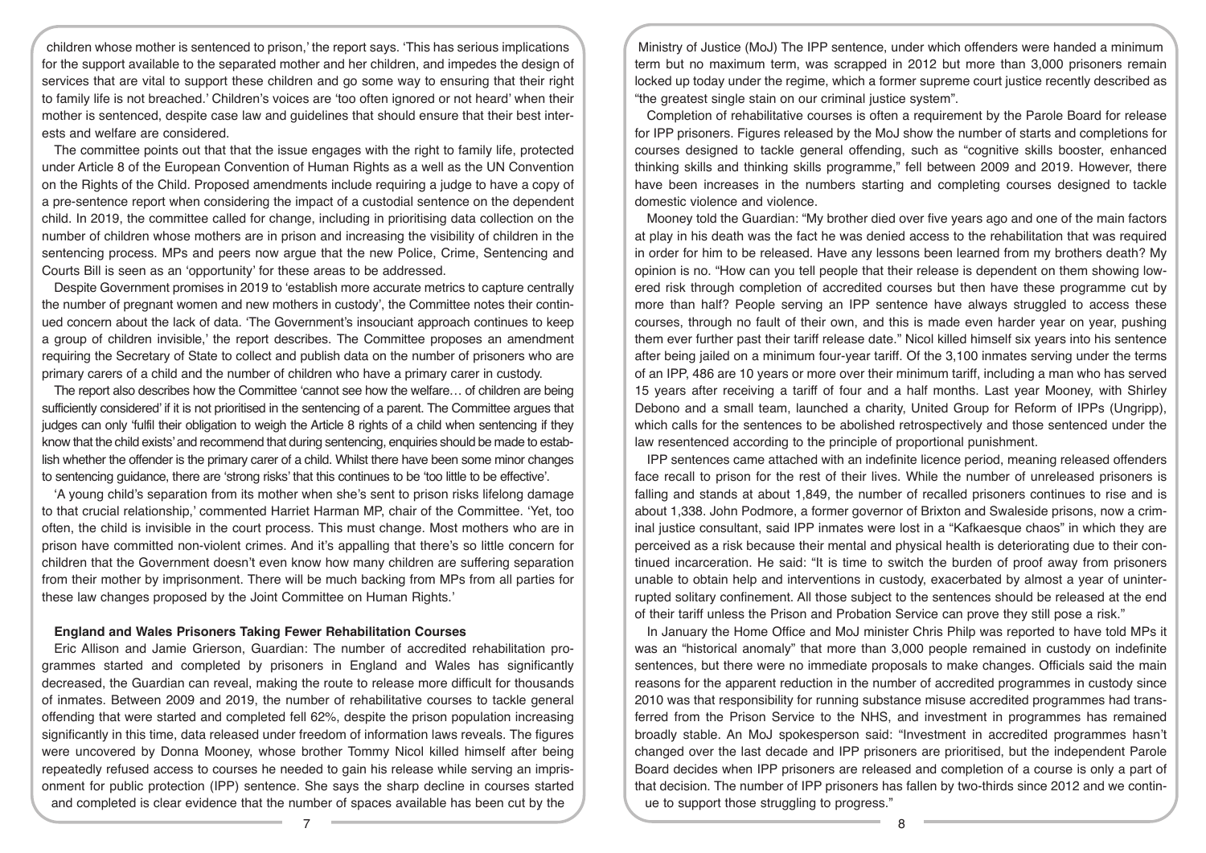children whose mother is sentenced to prison,' the report says. 'This has serious implications for the support available to the separated mother and her children, and impedes the design of services that are vital to support these children and go some way to ensuring that their right to family life is not breached.' Children's voices are 'too often ignored or not heard' when their mother is sentenced, despite case law and guidelines that should ensure that their best interests and welfare are considered.

The committee points out that that the issue engages with the right to family life, protected under Article 8 of the European Convention of Human Rights as a well as the UN Convention on the Rights of the Child. Proposed amendments include requiring a judge to have a copy of a pre-sentence report when considering the impact of a custodial sentence on the dependent child. In 2019, the committee called for change, including in prioritising data collection on the number of children whose mothers are in prison and increasing the visibility of children in the sentencing process. MPs and peers now argue that the new Police, Crime, Sentencing and Courts Bill is seen as an 'opportunity' for these areas to be addressed.

Despite Government promises in 2019 to 'establish more accurate metrics to capture centrally the number of pregnant women and new mothers in custody', the Committee notes their continued concern about the lack of data. 'The Government's insouciant approach continues to keep a group of children invisible,' the report describes. The Committee proposes an amendment requiring the Secretary of State to collect and publish data on the number of prisoners who are primary carers of a child and the number of children who have a primary carer in custody.

The report also describes how the Committee 'cannot see how the welfare… of children are being sufficiently considered' if it is not prioritised in the sentencing of a parent. The Committee argues that judges can only 'fulfil their obligation to weigh the Article 8 rights of a child when sentencing if they know that the child exists' and recommend that during sentencing, enquiries should be made to establish whether the offender is the primary carer of a child. Whilst there have been some minor changes to sentencing guidance, there are 'strong risks' that this continues to be 'too little to be effective'.

'A young child's separation from its mother when she's sent to prison risks lifelong damage to that crucial relationship,' commented Harriet Harman MP, chair of the Committee. 'Yet, too often, the child is invisible in the court process. This must change. Most mothers who are in prison have committed non-violent crimes. And it's appalling that there's so little concern for children that the Government doesn't even know how many children are suffering separation from their mother by imprisonment. There will be much backing from MPs from all parties for these law changes proposed by the Joint Committee on Human Rights.'

**England and Wales Prisoners Taking Fewer Rehabilitation Courses**

Eric Allison and Jamie Grierson, Guardian: The number of accredited rehabilitation programmes started and completed by prisoners in England and Wales has significantly decreased, the Guardian can reveal, making the route to release more difficult for thousands of inmates. Between 2009 and 2019, the number of rehabilitative courses to tackle general offending that were started and completed fell 62%, despite the prison population increasing significantly in this time, data released under freedom of information laws reveals. The figures were uncovered by Donna Mooney, whose brother Tommy Nicol killed himself after being repeatedly refused access to courses he needed to gain his release while serving an imprisonment for public protection (IPP) sentence. She says the sharp decline in courses started and completed is clear evidence that the number of spaces available has been cut by the Ministry of Justice (MoJ) The IPP sentence, under which offenders were handed a minimum term but no maximum term, was scrapped in 2012 but more than 3,000 prisoners remain locked up today under the regime, which a former supreme court justice recently described as "the greatest single stain on our criminal justice system".

Completion of rehabilitative courses is often a requirement by the Parole Board for release for IPP prisoners. Figures released by the MoJ show the number of starts and completions for courses designed to tackle general offending, such as "cognitive skills booster, enhanced thinking skills and thinking skills programme," fell between 2009 and 2019. However, there have been increases in the numbers starting and completing courses designed to tackle domestic violence and violence.

Mooney told the Guardian: "My brother died over five years ago and one of the main factors at play in his death was the fact he was denied access to the rehabilitation that was required in order for him to be released. Have any lessons been learned from my brothers death? My opinion is no. "How can you tell people that their release is dependent on them showing lowered risk through completion of accredited courses but then have these programme cut by more than half? People serving an IPP sentence have always struggled to access these courses, through no fault of their own, and this is made even harder year on year, pushing them ever further past their tariff release date." Nicol killed himself six years into his sentence after being jailed on a minimum four-year tariff. Of the 3,100 inmates serving under the terms of an IPP, 486 are 10 years or more over their minimum tariff, including a man who has served 15 years after receiving a tariff of four and a half months. Last year Mooney, with Shirley Debono and a small team, launched a charity, United Group for Reform of IPPs (Ungripp), which calls for the sentences to be abolished retrospectively and those sentenced under the law resentenced according to the principle of proportional punishment.

IPP sentences came attached with an indefinite licence period, meaning released offenders face recall to prison for the rest of their lives. While the number of unreleased prisoners is falling and stands at about 1,849, the number of recalled prisoners continues to rise and is about 1,338. John Podmore, a former governor of Brixton and Swaleside prisons, now a criminal justice consultant, said IPP inmates were lost in a "Kafkaesque chaos" in which they are perceived as a risk because their mental and physical health is deteriorating due to their continued incarceration. He said: "It is time to switch the burden of proof away from prisoners unable to obtain help and interventions in custody, exacerbated by almost a year of uninterrupted solitary confinement. All those subject to the sentences should be released at the end of their tariff unless the Prison and Probation Service can prove they still pose a risk."

In January the Home Office and MoJ minister Chris Philp was reported to have told MPs it was an "historical anomaly" that more than 3,000 people remained in custody on indefinite sentences, but there were no immediate proposals to make changes. Officials said the main reasons for the apparent reduction in the number of accredited programmes in custody since 2010 was that responsibility for running substance misuse accredited programmes had transferred from the Prison Service to the NHS, and investment in programmes has remained broadly stable. An MoJ spokesperson said: "Investment in accredited programmes hasn't changed over the last decade and IPP prisoners are prioritised, but the independent Parole Board decides when IPP prisoners are released and completion of a course is only a part of that decision. The number of IPP prisoners has fallen by two-thirds since 2012 and we continue to support those struggling to progress."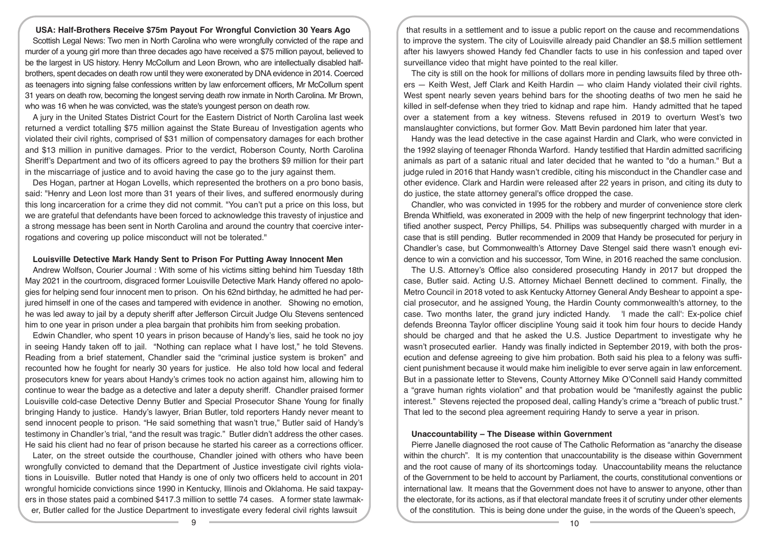### USA: Half-Brothers Receive $75m Payout For Wrongful Conviction 30 Years Ago

Scottish Legal News: Two men in North Carolina who were wrongfully convicted of the rape and murder of a young girl more than three decades ago have received a $75 million payout, believed to be the largest in US history. Henry McCollum and Leon Brown, who are intellectually disabled half-brothers, spent decades on death row until they were exonerated by DNA evidence in 2014. Coerced as teenagers into signing false confessions written by law enforcement officers, Mr McCollum spent 31 years on death row, becoming the longest serving death row inmate in North Carolina. Mr Brown, who was 16 when he was convicted, was the state's youngest person on death row.

A jury in the United States District Court for the Eastern District of North Carolina last week returned a verdict totalling $75 million against the State Bureau of Investigation agents who violated their civil rights, comprised of $31 million of compensatory damages for each brother and $13 million in punitive damages. Prior to the verdict, Roberson County, North Carolina Sheriff's Department and two of its officers agreed to pay the brothers $9 million for their part in the miscarriage of justice and to avoid having the case go to the jury against them.

Des Hogan, partner at Hogan Lovells, which represented the brothers on a pro bono basis, said: "Henry and Leon lost more than 31 years of their lives, and suffered enormously during this long incarceration for a crime they did not commit. "You can't put a price on this loss, but we are grateful that defendants have been forced to acknowledge this travesty of injustice and a strong message has been sent in North Carolina and around the country that coercive interrogations and covering up police misconduct will not be tolerated."

### Louisville Detective Mark Handy Sent to Prison For Putting Away Innocent Men

Andrew Wolfson, Courier Journal : With some of his victims sitting behind him Tuesday 18th May 2021 in the courtroom, disgraced former Louisville Detective Mark Handy offered no apologies for helping send four innocent men to prison. On his 62nd birthday, he admitted he had perjured himself in one of the cases and tampered with evidence in another. Showing no emotion, he was led away to jail by a deputy sheriff after Jefferson Circuit Judge Olu Stevens sentenced him to one year in prison under a plea bargain that prohibits him from seeking probation.

Edwin Chandler, who spent 10 years in prison because of Handy's lies, said he took no joy in seeing Handy taken off to jail. "Nothing can replace what I have lost," he told Stevens. Reading from a brief statement, Chandler said the "criminal justice system is broken" and recounted how he fought for nearly 30 years for justice. He also told how local and federal prosecutors knew for years about Handy's crimes took no action against him, allowing him to continue to wear the badge as a detective and later a deputy sheriff. Chandler praised former Louisville cold-case Detective Denny Butler and Special Prosecutor Shane Young for finally bringing Handy to justice. Handy's lawyer, Brian Butler, told reporters Handy never meant to send innocent people to prison. "He said something that wasn't true," Butler said of Handy's testimony in Chandler's trial, "and the result was tragic." Butler didn't address the other cases. He said his client had no fear of prison because he started his career as a corrections officer.

Later, on the street outside the courthouse, Chandler joined with others who have been wrongfully convicted to demand that the Department of Justice investigate civil rights violations in Louisville. Butler noted that Handy is one of only two officers held to account in 201 wrongful homicide convictions since 1990 in Kentucky, Illinois and Oklahoma. He said taxpayers in those states paid a combined $417.3 million to settle 74 cases. A former state lawmaker, Butler called for the Justice Department to investigate every federal civil rights lawsuit that results in a settlement and to issue a public report on the cause and recommendations to improve the system. The city of Louisville already paid Chandler an $8.5 million settlement after his lawyers showed Handy fed Chandler facts to use in his confession and taped over surveillance video that might have pointed to the real killer.

The city is still on the hook for millions of dollars more in pending lawsuits filed by three others — Keith West, Jeff Clark and Keith Hardin — who claim Handy violated their civil rights. West spent nearly seven years behind bars for the shooting deaths of two men he said he killed in self-defense when they tried to kidnap and rape him. Handy admitted that he taped over a statement from a key witness. Stevens refused in 2019 to overturn West's two manslaughter convictions, but former Gov. Matt Bevin pardoned him later that year.

Handy was the lead detective in the case against Hardin and Clark, who were convicted in the 1992 slaying of teenager Rhonda Warford. Handy testified that Hardin admitted sacrificing animals as part of a satanic ritual and later decided that he wanted to "do a human." But a judge ruled in 2016 that Handy wasn't credible, citing his misconduct in the Chandler case and other evidence. Clark and Hardin were released after 22 years in prison, and citing its duty to do justice, the state attorney general's office dropped the case.

Chandler, who was convicted in 1995 for the robbery and murder of convenience store clerk Brenda Whitfield, was exonerated in 2009 with the help of new fingerprint technology that identified another suspect, Percy Phillips, 54. Phillips was subsequently charged with murder in a case that is still pending. Butler recommended in 2009 that Handy be prosecuted for perjury in Chandler's case, but Commonwealth's Attorney Dave Stengel said there wasn't enough evidence to win a conviction and his successor, Tom Wine, in 2016 reached the same conclusion.

The U.S. Attorney's Office also considered prosecuting Handy in 2017 but dropped the case, Butler said. Acting U.S. Attorney Michael Bennett declined to comment. Finally, the Metro Council in 2018 voted to ask Kentucky Attorney General Andy Beshear to appoint a special prosecutor, and he assigned Young, the Hardin County commonwealth's attorney, to the case. Two months later, the grand jury indicted Handy. 'I made the call': Ex-police chief defends Breonna Taylor officer discipline Young said it took him four hours to decide Handy should be charged and that he asked the U.S. Justice Department to investigate why he wasn't prosecuted earlier. Handy was finally indicted in September 2019, with both the prosecution and defense agreeing to give him probation. Both said his plea to a felony was sufficient punishment because it would make him ineligible to ever serve again in law enforcement. But in a passionate letter to Stevens, County Attorney Mike O'Connell said Handy committed a "grave human rights violation" and that probation would be "manifestly against the public interest." Stevens rejected the proposed deal, calling Handy's crime a "breach of public trust." That led to the second plea agreement requiring Handy to serve a year in prison.

### Unaccountability – The Disease within Government

Pierre Janelle diagnosed the root cause of The Catholic Reformation as "anarchy the disease within the church". It is my contention that unaccountability is the disease within Government and the root cause of many of its shortcomings today. Unaccountability means the reluctance of the Government to be held to account by Parliament, the courts, constitutional conventions or international law. It means that the Government does not have to answer to anyone, other than the electorate, for its actions, as if that electoral mandate frees it of scrutiny under other elements of the constitution. This is being done under the guise, in the words of the Queen's speech,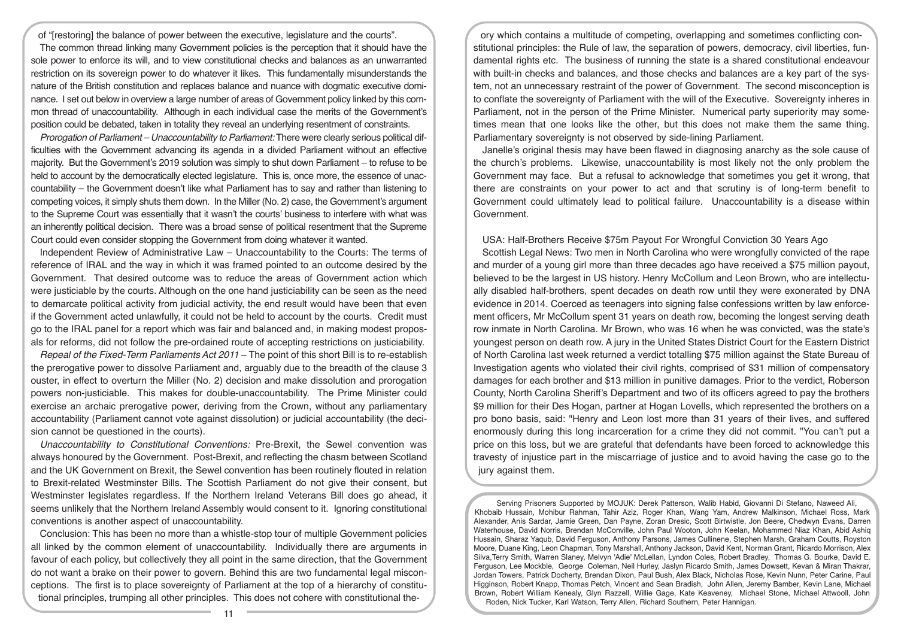of "[restoring] the balance of power between the executive, legislature and the courts".

The common thread linking many Government policies is the perception that it should have the sole power to enforce its will, and to view constitutional checks and balances as an unwarranted restriction on its sovereign power to do whatever it likes. This fundamentally misunderstands the nature of the British constitution and replaces balance and nuance with dogmatic executive dominance. I set out below in overview a large number of areas of Government policy linked by this common thread of unaccountability. Although in each individual case the merits of the Government's position could be debated, taken in totality they reveal an underlying resentment of constraints.

*Prorogation of Parliament – Unaccountability to Parliament:* There were clearly serious political difficulties with the Government advancing its agenda in a divided Parliament without an effective majority. But the Government's 2019 solution was simply to shut down Parliament – to refuse to be held to account by the democratically elected legislature. This is, once more, the essence of unaccountability – the Government doesn't like what Parliament has to say and rather than listening to competing voices, it simply shuts them down. In the Miller (No. 2) case, the Government's argument to the Supreme Court was essentially that it wasn't the courts' business to interfere with what was an inherently political decision. There was a broad sense of political resentment that the Supreme Court could even consider stopping the Government from doing whatever it wanted.

Independent Review of Administrative Law – Unaccountability to the Courts: The terms of reference of IRAL and the way in which it was framed pointed to an outcome desired by the Government. That desired outcome was to reduce the areas of Government action which were justiciable by the courts. Although on the one hand justiciability can be seen as the need to demarcate political activity from judicial activity, the end result would have been that even if the Government acted unlawfully, it could not be held to account by the courts. Credit must go to the IRAL panel for a report which was fair and balanced and, in making modest proposals for reforms, did not follow the pre-ordained route of accepting restrictions on justiciability.

*Repeal of the Fixed-Term Parliaments Act 2011* – The point of this short Bill is to re-establish the prerogative power to dissolve Parliament and, arguably due to the breadth of the clause 3 ouster, in effect to overturn the Miller (No. 2) decision and make dissolution and prorogation powers non-justiciable. This makes for double-unaccountability. The Prime Minister could exercise an archaic prerogative power, deriving from the Crown, without any parliamentary accountability (Parliament cannot vote against dissolution) or judicial accountability (the decision cannot be questioned in the courts).

*Unaccountability to Constitutional Conventions:* Pre-Brexit, the Sewel convention was always honoured by the Government. Post-Brexit, and reflecting the chasm between Scotland and the UK Government on Brexit, the Sewel convention has been routinely flouted in relation to Brexit-related Westminster Bills. The Scottish Parliament do not give their consent, but Westminster legislates regardless. If the Northern Ireland Veterans Bill does go ahead, it seems unlikely that the Northern Ireland Assembly would consent to it. Ignoring constitutional conventions is another aspect of unaccountability.

Conclusion: This has been no more than a whistle-stop tour of multiple Government policies all linked by the common element of unaccountability. Individually there are arguments in favour of each policy, but collectively they all point in the same direction, that the Government do not want a brake on their power to govern. Behind this are two fundamental legal misconceptions. The first is to place sovereignty of Parliament at the top of a hierarchy of constitutional principles, trumping all other principles. This does not cohere with constitutional theory which contains a multitude of competing, overlapping and sometimes conflicting constitutional principles: the Rule of law, the separation of powers, democracy, civil liberties, fundamental rights etc. The business of running the state is a shared constitutional endeavour with built-in checks and balances, and those checks and balances are a key part of the system, not an unnecessary restraint of the power of Government. The second misconception is to conflate the sovereignty of Parliament with the will of the Executive. Sovereignty inheres in Parliament, not in the person of the Prime Minister. Numerical party superiority may sometimes mean that one looks like the other, but this does not make them the same thing. Parliamentary sovereignty is not observed by side-lining Parliament.

Janelle's original thesis may have been flawed in diagnosing anarchy as the sole cause of the church's problems. Likewise, unaccountability is most likely not the only problem the Government may face. But a refusal to acknowledge that sometimes you get it wrong, that there are constraints on your power to act and that scrutiny is of long-term benefit to Government could ultimately lead to political failure. Unaccountability is a disease within Government.

## USA: Half-Brothers Receive $75m Payout For Wrongful Conviction 30 Years Ago

Scottish Legal News: Two men in North Carolina who were wrongfully convicted of the rape and murder of a young girl more than three decades ago have received a $75 million payout, believed to be the largest in US history. Henry McCollum and Leon Brown, who are intellectually disabled half-brothers, spent decades on death row until they were exonerated by DNA evidence in 2014. Coerced as teenagers into signing false confessions written by law enforcement officers, Mr McCollum spent 31 years on death row, becoming the longest serving death row inmate in North Carolina. Mr Brown, who was 16 when he was convicted, was the state's youngest person on death row. A jury in the United States District Court for the Eastern District of North Carolina last week returned a verdict totalling $75 million against the State Bureau of Investigation agents who violated their civil rights, comprised of $31 million of compensatory damages for each brother and $13 million in punitive damages. Prior to the verdict, Roberson County, North Carolina Sheriff's Department and two of its officers agreed to pay the brothers $9 million for their Des Hogan, partner at Hogan Lovells, which represented the brothers on a pro bono basis, said: "Henry and Leon lost more than 31 years of their lives, and suffered enormously during this long incarceration for a crime they did not commit. "You can't put a price on this loss, but we are grateful that defendants have been forced to acknowledge this travesty of injustice part in the miscarriage of justice and to avoid having the case go to the jury against them.

Serving Prisoners Supported by MOJUK: Derek Patterson, Walib Habid, Giovanni Di Stefano, Naweed Ali, Khobaib Hussain, Mohibur Rahman, Tahir Aziz, Roger Khan, Wang Yam, Andrew Malkinson, Michael Ross, Mark Alexander, Anis Sardar, Jamie Green, Dan Payne, Zoran Dresic, Scott Birtwistle, Jon Beere, Chedwyn Evans, Darren Waterhouse, David Norris, Brendan McConville, John Paul Wooton, John Keelan, Mohammed Niaz Khan, Abid Ashiq Hussain, Sharaz Yaqub, David Ferguson, Anthony Parsons, James Cullinene, Stephen Marsh, Graham Coutts, Royston Moore, Duane King, Leon Chapman, Tony Marshall, Anthony Jackson, David Kent, Norman Grant, Ricardo Morrison, Alex Silva, Terry Smith, Warren Slaney, Melvyn 'Adie' McLellan, Lyndon Coles, Robert Bradley, Thomas G. Bourke, David E. Ferguson, Lee Mockble, George Coleman, Neil Hurley, Jaslyn Ricardo Smith, James Dowsett, Kevan & Miran Thakrar, Jordan Towers, Patrick Docherty, Brendan Dixon, Paul Bush, Alex Black, Nicholas Rose, Kevin Nunn, Peter Carine, Paul Higginson, Robert Knapp, Thomas Petch, Vincent and Sean Bradish, John Allen, Jeremy Bamber, Kevin Lane, Michael Brown, Robert William Kenealy, Glyn Razzell, Willie Gage, Kate Keaveney, Michael Stone, Michael Attwooll, John Roden, Nick Tucker, Karl Watson, Terry Allen, Richard Southern, Peter Hannigan.